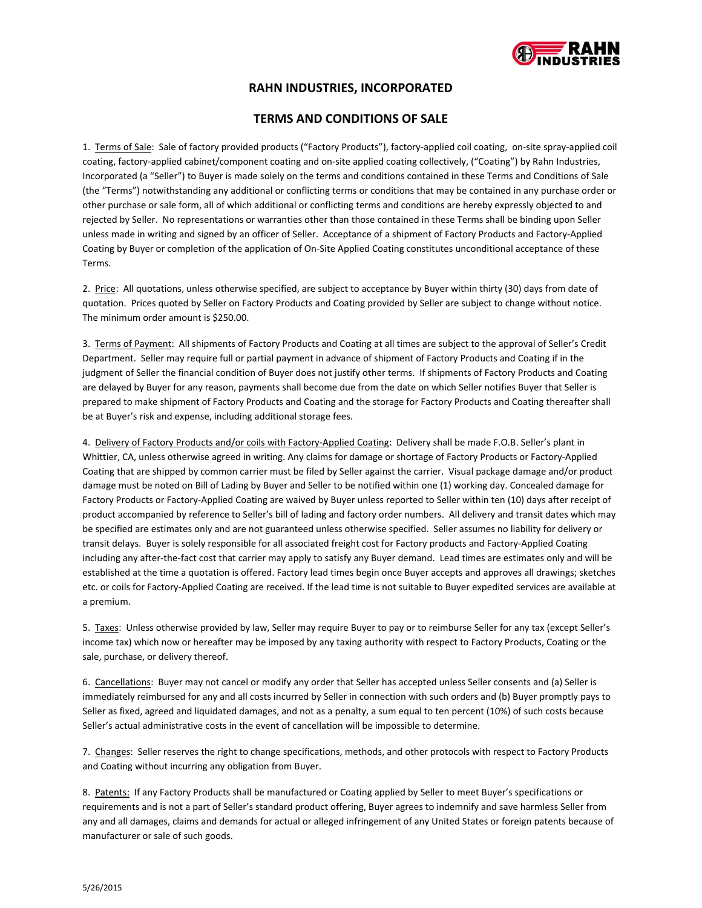# RAHN INDUSTRIES, INCORPORATED

## TERMS AND CONDITIONS OF SALE

1. Terms of Sale: Sale of factory provided products ("Factory Products"), factory-applied coil coating, on-site spray-applied coil coating, factory-applied cabinet/component coating and on-site applied coating collectively, ("Coating") by Rahn Industries, Incorporated (a "Seller") to Buyer is made solely on the terms and conditions contained in these Terms and Conditions of Sale (the "Terms") notwithstanding any additional or conflicting terms or conditions that may be contained in any purchase order or other purchase or sale form, all of which additional or conflicting terms and conditions are hereby expressly objected to and rejected by Seller. No representations or warranties other than those contained in these Terms shall be binding upon Seller unless made in writing and signed by an officer of Seller. Acceptance of a shipment of Factory Products and Factory-Applied Coating by Buyer or completion of the application of On-Site Applied Coating constitutes unconditional acceptance of these Terms.

2. Price: All quotations, unless otherwise specified, are subject to acceptance by Buyer within thirty (30) days from date of quotation. Prices quoted by Seller on Factory Products and Coating provided by Seller are subject to change without notice. The minimum order amount is $250.00.

3. Terms of Payment: All shipments of Factory Products and Coating at all times are subject to the approval of Seller's Credit Department. Seller may require full or partial payment in advance of shipment of Factory Products and Coating if in the judgment of Seller the financial condition of Buyer does not justify other terms. If shipments of Factory Products and Coating are delayed by Buyer for any reason, payments shall become due from the date on which Seller notifies Buyer that Seller is prepared to make shipment of Factory Products and Coating and the storage for Factory Products and Coating thereafter shall be at Buyer's risk and expense, including additional storage fees.

4. Delivery of Factory Products and/or coils with Factory-Applied Coating: Delivery shall be made F.O.B. Seller's plant in Whittier, CA, unless otherwise agreed in writing. Any claims for damage or shortage of Factory Products or Factory-Applied Coating that are shipped by common carrier must be filed by Seller against the carrier. Visual package damage and/or product damage must be noted on Bill of Lading by Buyer and Seller to be notified within one (1) working day. Concealed damage for Factory Products or Factory-Applied Coating are waived by Buyer unless reported to Seller within ten (10) days after receipt of product accompanied by reference to Seller's bill of lading and factory order numbers. All delivery and transit dates which may be specified are estimates only and are not guaranteed unless otherwise specified. Seller assumes no liability for delivery or transit delays. Buyer is solely responsible for all associated freight cost for Factory products and Factory-Applied Coating including any after-the-fact cost that carrier may apply to satisfy any Buyer demand. Lead times are estimates only and will be established at the time a quotation is offered. Factory lead times begin once Buyer accepts and approves all drawings; sketches etc. or coils for Factory-Applied Coating are received. If the lead time is not suitable to Buyer expedited services are available at a premium.

5. Taxes: Unless otherwise provided by law, Seller may require Buyer to pay or to reimburse Seller for any tax (except Seller's income tax) which now or hereafter may be imposed by any taxing authority with respect to Factory Products, Coating or the sale, purchase, or delivery thereof.

6. Cancellations: Buyer may not cancel or modify any order that Seller has accepted unless Seller consents and (a) Seller is immediately reimbursed for any and all costs incurred by Seller in connection with such orders and (b) Buyer promptly pays to Seller as fixed, agreed and liquidated damages, and not as a penalty, a sum equal to ten percent (10%) of such costs because Seller's actual administrative costs in the event of cancellation will be impossible to determine.

7. Changes: Seller reserves the right to change specifications, methods, and other protocols with respect to Factory Products and Coating without incurring any obligation from Buyer.

8. Patents: If any Factory Products shall be manufactured or Coating applied by Seller to meet Buyer's specifications or requirements and is not a part of Seller's standard product offering, Buyer agrees to indemnify and save harmless Seller from any and all damages, claims and demands for actual or alleged infringement of any United States or foreign patents because of manufacturer or sale of such goods.

5/26/2015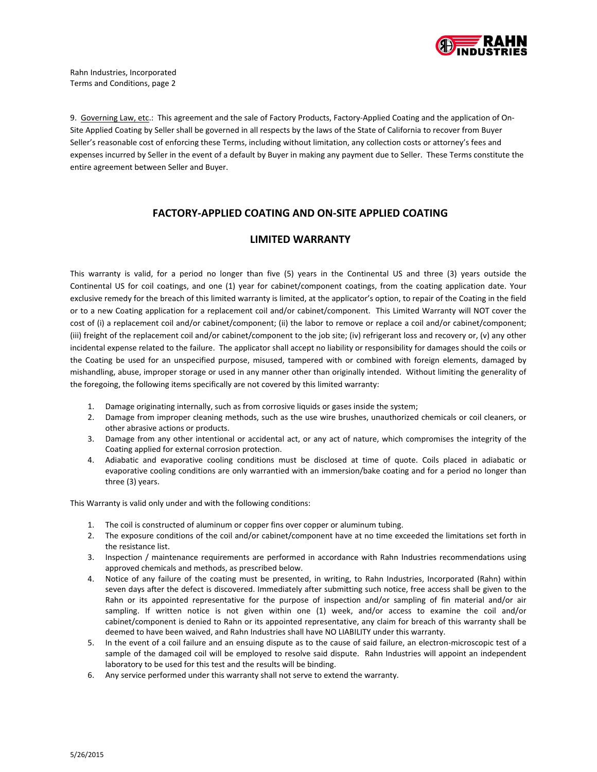9. Governing Law, etc.: This agreement and the sale of Factory Products, Factory-Applied Coating and the application of On-Site Applied Coating by Seller shall be governed in all respects by the laws of the State of California to recover from Buyer Seller's reasonable cost of enforcing these Terms, including without limitation, any collection costs or attorney's fees and expenses incurred by Seller in the event of a default by Buyer in making any payment due to Seller. These Terms constitute the entire agreement between Seller and Buyer.

## FACTORY-APPLIED COATING AND ON-SITE APPLIED COATING

## LIMITED WARRANTY

This warranty is valid, for a period no longer than five (5) years in the Continental US and three (3) years outside the Continental US for coil coatings, and one (1) year for cabinet/component coatings, from the coating application date. Your exclusive remedy for the breach of this limited warranty is limited, at the applicator's option, to repair of the Coating in the field or to a new Coating application for a replacement coil and/or cabinet/component. This Limited Warranty will NOT cover the cost of (i) a replacement coil and/or cabinet/component; (ii) the labor to remove or replace a coil and/or cabinet/component; (iii) freight of the replacement coil and/or cabinet/component to the job site; (iv) refrigerant loss and recovery or, (v) any other incidental expense related to the failure. The applicator shall accept no liability or responsibility for damages should the coils or the Coating be used for an unspecified purpose, misused, tampered with or combined with foreign elements, damaged by mishandling, abuse, improper storage or used in any manner other than originally intended. Without limiting the generality of the foregoing, the following items specifically are not covered by this limited warranty:

1. Damage originating internally, such as from corrosive liquids or gases inside the system;
2. Damage from improper cleaning methods, such as the use wire brushes, unauthorized chemicals or coil cleaners, or other abrasive actions or products.
3. Damage from any other intentional or accidental act, or any act of nature, which compromises the integrity of the Coating applied for external corrosion protection.
4. Adiabatic and evaporative cooling conditions must be disclosed at time of quote. Coils placed in adiabatic or evaporative cooling conditions are only warrantied with an immersion/bake coating and for a period no longer than three (3) years.

This Warranty is valid only under and with the following conditions:

1. The coil is constructed of aluminum or copper fins over copper or aluminum tubing.
2. The exposure conditions of the coil and/or cabinet/component have at no time exceeded the limitations set forth in the resistance list.
3. Inspection / maintenance requirements are performed in accordance with Rahn Industries recommendations using approved chemicals and methods, as prescribed below.
4. Notice of any failure of the coating must be presented, in writing, to Rahn Industries, Incorporated (Rahn) within seven days after the defect is discovered. Immediately after submitting such notice, free access shall be given to the Rahn or its appointed representative for the purpose of inspection and/or sampling of fin material and/or air sampling. If written notice is not given within one (1) week, and/or access to examine the coil and/or cabinet/component is denied to Rahn or its appointed representative, any claim for breach of this warranty shall be deemed to have been waived, and Rahn Industries shall have NO LIABILITY under this warranty.
5. In the event of a coil failure and an ensuing dispute as to the cause of said failure, an electron-microscopic test of a sample of the damaged coil will be employed to resolve said dispute. Rahn Industries will appoint an independent laboratory to be used for this test and the results will be binding.
6. Any service performed under this warranty shall not serve to extend the warranty.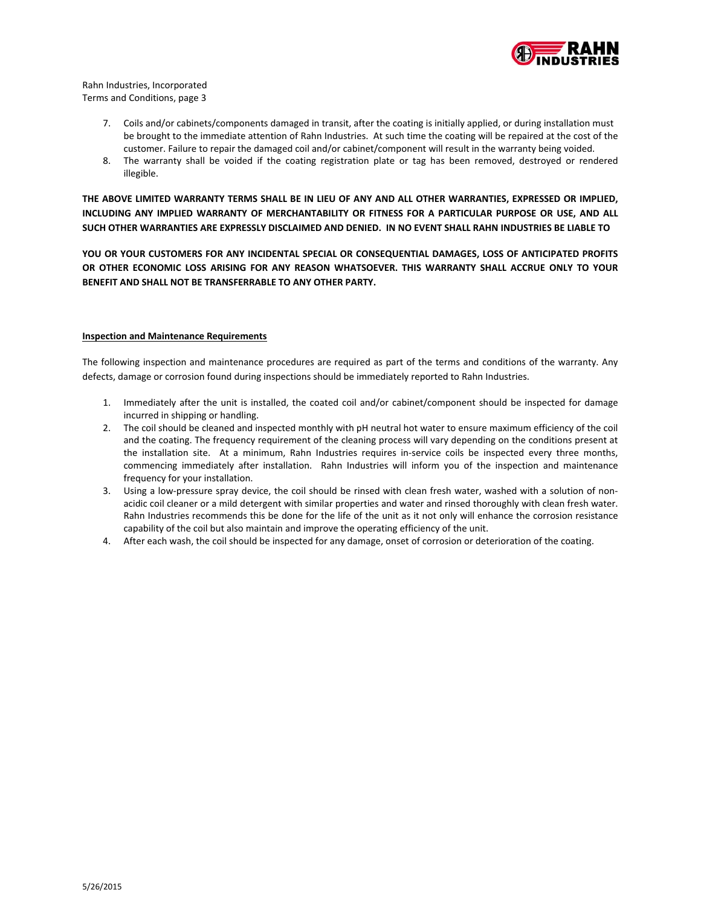7. Coils and/or cabinets/components damaged in transit, after the coating is initially applied, or during installation must be brought to the immediate attention of Rahn Industries. At such time the coating will be repaired at the cost of the customer. Failure to repair the damaged coil and/or cabinet/component will result in the warranty being voided.
8. The warranty shall be voided if the coating registration plate or tag has been removed, destroyed or rendered illegible.

**THE ABOVE LIMITED WARRANTY TERMS SHALL BE IN LIEU OF ANY AND ALL OTHER WARRANTIES, EXPRESSED OR IMPLIED, INCLUDING ANY IMPLIED WARRANTY OF MERCHANTABILITY OR FITNESS FOR A PARTICULAR PURPOSE OR USE, AND ALL SUCH OTHER WARRANTIES ARE EXPRESSLY DISCLAIMED AND DENIED. IN NO EVENT SHALL RAHN INDUSTRIES BE LIABLE TO**

**YOU OR YOUR CUSTOMERS FOR ANY INCIDENTAL SPECIAL OR CONSEQUENTIAL DAMAGES, LOSS OF ANTICIPATED PROFITS OR OTHER ECONOMIC LOSS ARISING FOR ANY REASON WHATSOEVER. THIS WARRANTY SHALL ACCRUE ONLY TO YOUR BENEFIT AND SHALL NOT BE TRANSFERRABLE TO ANY OTHER PARTY.**

**Inspection and Maintenance Requirements**

The following inspection and maintenance procedures are required as part of the terms and conditions of the warranty. Any defects, damage or corrosion found during inspections should be immediately reported to Rahn Industries.

1. Immediately after the unit is installed, the coated coil and/or cabinet/component should be inspected for damage incurred in shipping or handling.
2. The coil should be cleaned and inspected monthly with pH neutral hot water to ensure maximum efficiency of the coil and the coating. The frequency requirement of the cleaning process will vary depending on the conditions present at the installation site. At a minimum, Rahn Industries requires in-service coils be inspected every three months, commencing immediately after installation. Rahn Industries will inform you of the inspection and maintenance frequency for your installation.
3. Using a low-pressure spray device, the coil should be rinsed with clean fresh water, washed with a solution of non-acidic coil cleaner or a mild detergent with similar properties and water and rinsed thoroughly with clean fresh water. Rahn Industries recommends this be done for the life of the unit as it not only will enhance the corrosion resistance capability of the coil but also maintain and improve the operating efficiency of the unit.
4. After each wash, the coil should be inspected for any damage, onset of corrosion or deterioration of the coating.